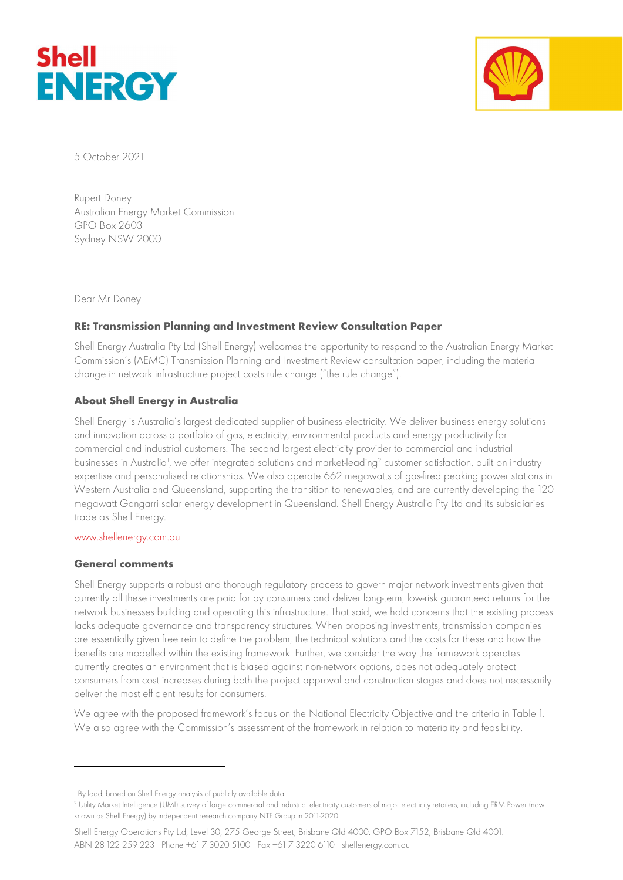5 October 2021

Rupert Doney
Australian Energy Market Commission
GPO Box 2603
Sydney NSW 2000

Dear Mr Doney

**RE: Transmission Planning and Investment Review Consultation Paper**

Shell Energy Australia Pty Ltd (Shell Energy) welcomes the opportunity to respond to the Australian Energy Market Commission's (AEMC) Transmission Planning and Investment Review consultation paper, including the material change in network infrastructure project costs rule change ("the rule change").

## About Shell Energy in Australia

Shell Energy is Australia's largest dedicated supplier of business electricity. We deliver business energy solutions and innovation across a portfolio of gas, electricity, environmental products and energy productivity for commercial and industrial customers. The second largest electricity provider to commercial and industrial businesses in Australia[1], we offer integrated solutions and market-leading[2] customer satisfaction, built on industry expertise and personalised relationships. We also operate 662 megawatts of gas-fired peaking power stations in Western Australia and Queensland, supporting the transition to renewables, and are currently developing the 120 megawatt Gangarri solar energy development in Queensland. Shell Energy Australia Pty Ltd and its subsidiaries trade as Shell Energy.

www.shellenergy.com.au

## General comments

Shell Energy supports a robust and thorough regulatory process to govern major network investments given that currently all these investments are paid for by consumers and deliver long-term, low-risk guaranteed returns for the network businesses building and operating this infrastructure. That said, we hold concerns that the existing process lacks adequate governance and transparency structures. When proposing investments, transmission companies are essentially given free rein to define the problem, the technical solutions and the costs for these and how the benefits are modelled within the existing framework. Further, we consider the way the framework operates currently creates an environment that is biased against non-network options, does not adequately protect consumers from cost increases during both the project approval and construction stages and does not necessarily deliver the most efficient results for consumers.

We agree with the proposed framework's focus on the National Electricity Objective and the criteria in Table 1. We also agree with the Commission's assessment of the framework in relation to materiality and feasibility.

[1] By load, based on Shell Energy analysis of publicly available data

[2] Utility Market Intelligence (UMI) survey of large commercial and industrial electricity customers of major electricity retailers, including ERM Power (now known as Shell Energy) by independent research company NTF Group in 2011-2020.

Shell Energy Operations Pty Ltd, Level 30, 275 George Street, Brisbane Qld 4000. GPO Box 7152, Brisbane Qld 4001.
ABN 28 122 259 223 Phone +61 7 3020 5100 Fax +61 7 3220 6110 shellenergy.com.au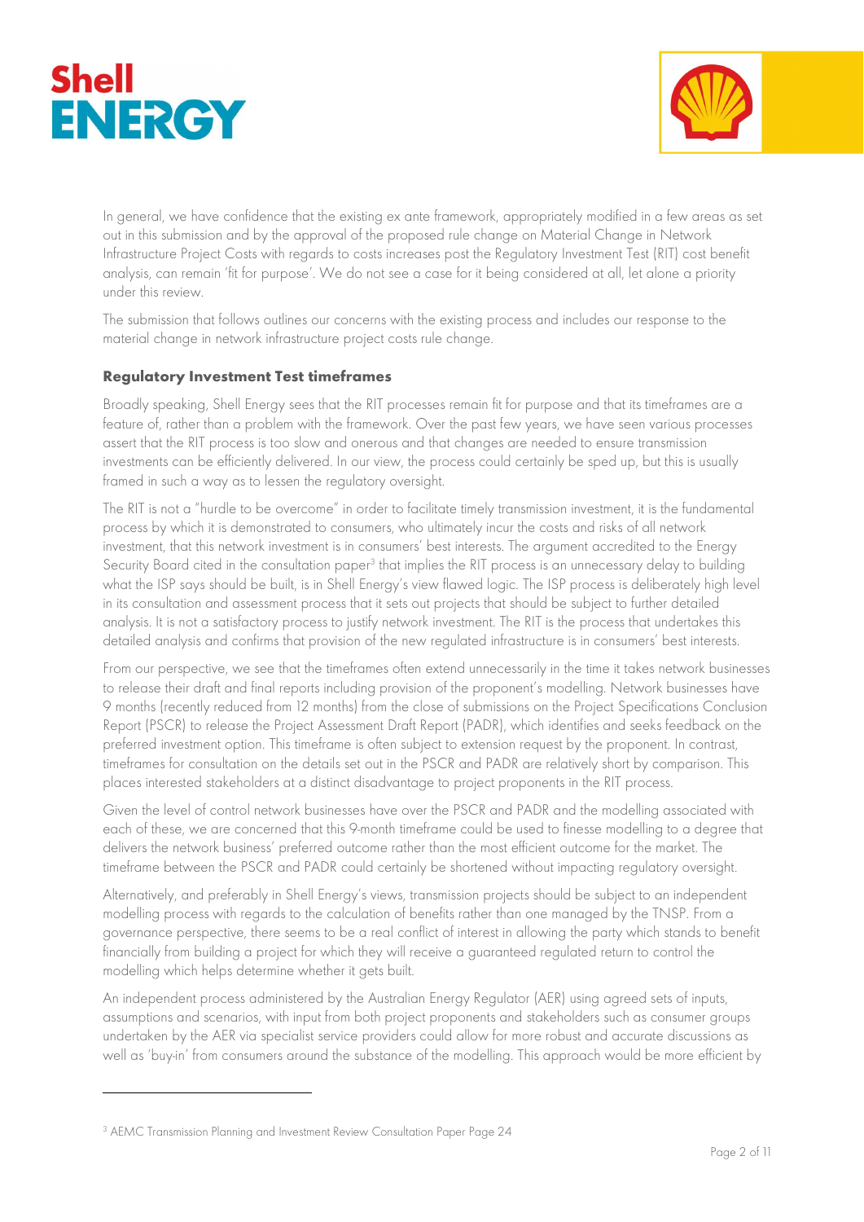In general, we have confidence that the existing ex ante framework, appropriately modified in a few areas as set out in this submission and by the approval of the proposed rule change on Material Change in Network Infrastructure Project Costs with regards to costs increases post the Regulatory Investment Test (RIT) cost benefit analysis, can remain 'fit for purpose'. We do not see a case for it being considered at all, let alone a priority under this review.

The submission that follows outlines our concerns with the existing process and includes our response to the material change in network infrastructure project costs rule change.

## Regulatory Investment Test timeframes

Broadly speaking, Shell Energy sees that the RIT processes remain fit for purpose and that its timeframes are a feature of, rather than a problem with the framework. Over the past few years, we have seen various processes assert that the RIT process is too slow and onerous and that changes are needed to ensure transmission investments can be efficiently delivered. In our view, the process could certainly be sped up, but this is usually framed in such a way as to lessen the regulatory oversight.

The RIT is not a "hurdle to be overcome" in order to facilitate timely transmission investment, it is the fundamental process by which it is demonstrated to consumers, who ultimately incur the costs and risks of all network investment, that this network investment is in consumers' best interests. The argument accredited to the Energy Security Board cited in the consultation paper[3] that implies the RIT process is an unnecessary delay to building what the ISP says should be built, is in Shell Energy's view flawed logic. The ISP process is deliberately high level in its consultation and assessment process that it sets out projects that should be subject to further detailed analysis. It is not a satisfactory process to justify network investment. The RIT is the process that undertakes this detailed analysis and confirms that provision of the new regulated infrastructure is in consumers' best interests.

From our perspective, we see that the timeframes often extend unnecessarily in the time it takes network businesses to release their draft and final reports including provision of the proponent's modelling. Network businesses have 9 months (recently reduced from 12 months) from the close of submissions on the Project Specifications Conclusion Report (PSCR) to release the Project Assessment Draft Report (PADR), which identifies and seeks feedback on the preferred investment option. This timeframe is often subject to extension request by the proponent. In contrast, timeframes for consultation on the details set out in the PSCR and PADR are relatively short by comparison. This places interested stakeholders at a distinct disadvantage to project proponents in the RIT process.

Given the level of control network businesses have over the PSCR and PADR and the modelling associated with each of these, we are concerned that this 9-month timeframe could be used to finesse modelling to a degree that delivers the network business' preferred outcome rather than the most efficient outcome for the market. The timeframe between the PSCR and PADR could certainly be shortened without impacting regulatory oversight.

Alternatively, and preferably in Shell Energy's views, transmission projects should be subject to an independent modelling process with regards to the calculation of benefits rather than one managed by the TNSP. From a governance perspective, there seems to be a real conflict of interest in allowing the party which stands to benefit financially from building a project for which they will receive a guaranteed regulated return to control the modelling which helps determine whether it gets built.

An independent process administered by the Australian Energy Regulator (AER) using agreed sets of inputs, assumptions and scenarios, with input from both project proponents and stakeholders such as consumer groups undertaken by the AER via specialist service providers could allow for more robust and accurate discussions as well as 'buy-in' from consumers around the substance of the modelling. This approach would be more efficient by

[3] AEMC Transmission Planning and Investment Review Consultation Paper Page 24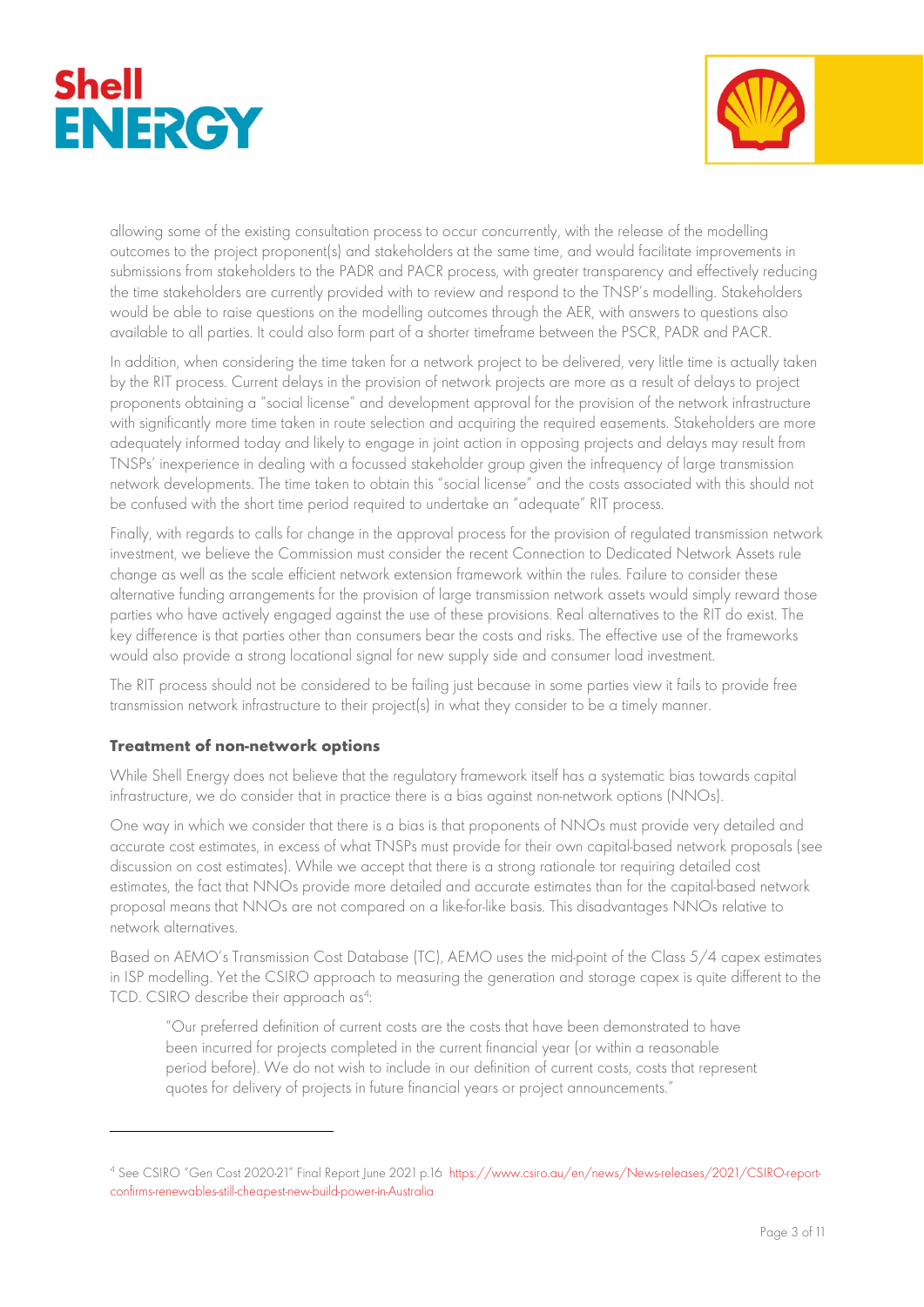allowing some of the existing consultation process to occur concurrently, with the release of the modelling outcomes to the project proponent(s) and stakeholders at the same time, and would facilitate improvements in submissions from stakeholders to the PADR and PACR process, with greater transparency and effectively reducing the time stakeholders are currently provided with to review and respond to the TNSP's modelling. Stakeholders would be able to raise questions on the modelling outcomes through the AER, with answers to questions also available to all parties. It could also form part of a shorter timeframe between the PSCR, PADR and PACR.

In addition, when considering the time taken for a network project to be delivered, very little time is actually taken by the RIT process. Current delays in the provision of network projects are more as a result of delays to project proponents obtaining a "social license" and development approval for the provision of the network infrastructure with significantly more time taken in route selection and acquiring the required easements. Stakeholders are more adequately informed today and likely to engage in joint action in opposing projects and delays may result from TNSPs' inexperience in dealing with a focussed stakeholder group given the infrequency of large transmission network developments. The time taken to obtain this "social license" and the costs associated with this should not be confused with the short time period required to undertake an "adequate" RIT process.

Finally, with regards to calls for change in the approval process for the provision of regulated transmission network investment, we believe the Commission must consider the recent Connection to Dedicated Network Assets rule change as well as the scale efficient network extension framework within the rules. Failure to consider these alternative funding arrangements for the provision of large transmission network assets would simply reward those parties who have actively engaged against the use of these provisions. Real alternatives to the RIT do exist. The key difference is that parties other than consumers bear the costs and risks. The effective use of the frameworks would also provide a strong locational signal for new supply side and consumer load investment.

The RIT process should not be considered to be failing just because in some parties view it fails to provide free transmission network infrastructure to their project(s) in what they consider to be a timely manner.

### Treatment of non-network options

While Shell Energy does not believe that the regulatory framework itself has a systematic bias towards capital infrastructure, we do consider that in practice there is a bias against non-network options (NNOs).

One way in which we consider that there is a bias is that proponents of NNOs must provide very detailed and accurate cost estimates, in excess of what TNSPs must provide for their own capital-based network proposals (see discussion on cost estimates). While we accept that there is a strong rationale tor requiring detailed cost estimates, the fact that NNOs provide more detailed and accurate estimates than for the capital-based network proposal means that NNOs are not compared on a like-for-like basis. This disadvantages NNOs relative to network alternatives.

Based on AEMO's Transmission Cost Database (TC), AEMO uses the mid-point of the Class 5/4 capex estimates in ISP modelling. Yet the CSIRO approach to measuring the generation and storage capex is quite different to the TCD. CSIRO describe their approach as[4]:

> "Our preferred definition of current costs are the costs that have been demonstrated to have been incurred for projects completed in the current financial year (or within a reasonable period before). We do not wish to include in our definition of current costs, costs that represent quotes for delivery of projects in future financial years or project announcements."

---

[4] See CSIRO "Gen Cost 2020-21" Final Report June 2021 p.16 https://www.csiro.au/en/news/News-releases/2021/CSIRO-report-confirms-renewables-still-cheapest-new-build-power-in-Australia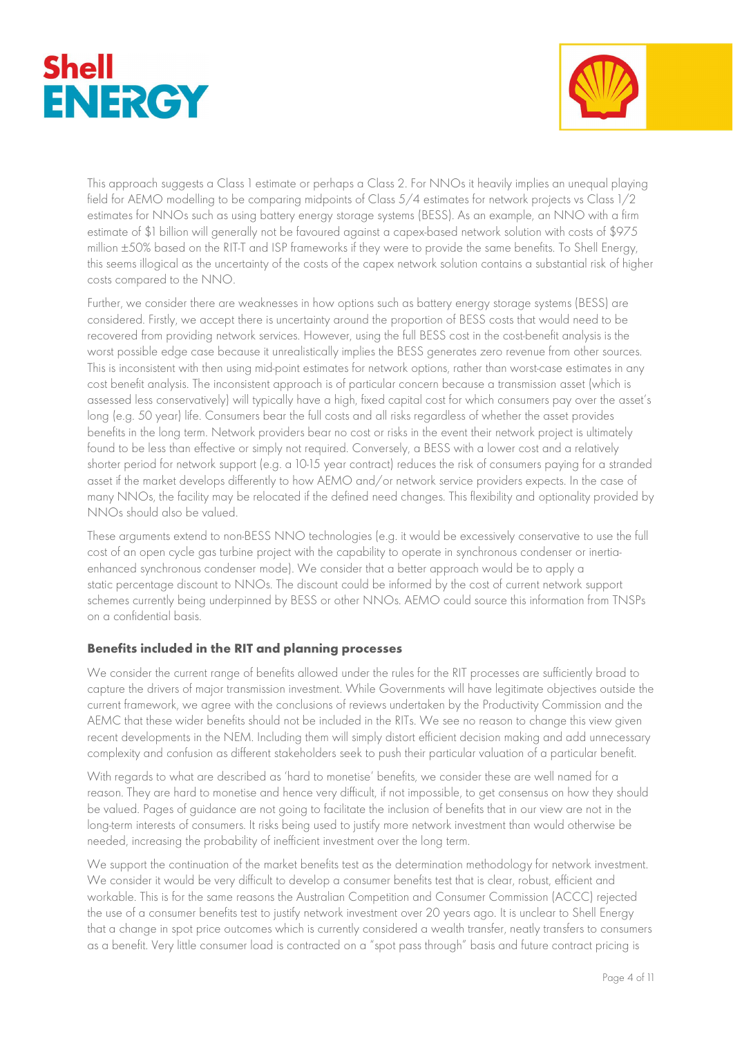This approach suggests a Class 1 estimate or perhaps a Class 2. For NNOs it heavily implies an unequal playing field for AEMO modelling to be comparing midpoints of Class 5/4 estimates for network projects vs Class 1/2 estimates for NNOs such as using battery energy storage systems (BESS). As an example, an NNO with a firm estimate of $1 billion will generally not be favoured against a capex-based network solution with costs of $975 million ±50% based on the RIT-T and ISP frameworks if they were to provide the same benefits. To Shell Energy, this seems illogical as the uncertainty of the costs of the capex network solution contains a substantial risk of higher costs compared to the NNO.

Further, we consider there are weaknesses in how options such as battery energy storage systems (BESS) are considered. Firstly, we accept there is uncertainty around the proportion of BESS costs that would need to be recovered from providing network services. However, using the full BESS cost in the cost-benefit analysis is the worst possible edge case because it unrealistically implies the BESS generates zero revenue from other sources. This is inconsistent with then using mid-point estimates for network options, rather than worst-case estimates in any cost benefit analysis. The inconsistent approach is of particular concern because a transmission asset (which is assessed less conservatively) will typically have a high, fixed capital cost for which consumers pay over the asset's long (e.g. 50 year) life. Consumers bear the full costs and all risks regardless of whether the asset provides benefits in the long term. Network providers bear no cost or risks in the event their network project is ultimately found to be less than effective or simply not required. Conversely, a BESS with a lower cost and a relatively shorter period for network support (e.g. a 10-15 year contract) reduces the risk of consumers paying for a stranded asset if the market develops differently to how AEMO and/or network service providers expects. In the case of many NNOs, the facility may be relocated if the defined need changes. This flexibility and optionality provided by NNOs should also be valued.

These arguments extend to non-BESS NNO technologies (e.g. it would be excessively conservative to use the full cost of an open cycle gas turbine project with the capability to operate in synchronous condenser or inertia-enhanced synchronous condenser mode). We consider that a better approach would be to apply a static percentage discount to NNOs. The discount could be informed by the cost of current network support schemes currently being underpinned by BESS or other NNOs. AEMO could source this information from TNSPs on a confidential basis.

### Benefits included in the RIT and planning processes

We consider the current range of benefits allowed under the rules for the RIT processes are sufficiently broad to capture the drivers of major transmission investment. While Governments will have legitimate objectives outside the current framework, we agree with the conclusions of reviews undertaken by the Productivity Commission and the AEMC that these wider benefits should not be included in the RITs. We see no reason to change this view given recent developments in the NEM. Including them will simply distort efficient decision making and add unnecessary complexity and confusion as different stakeholders seek to push their particular valuation of a particular benefit.

With regards to what are described as 'hard to monetise' benefits, we consider these are well named for a reason. They are hard to monetise and hence very difficult, if not impossible, to get consensus on how they should be valued. Pages of guidance are not going to facilitate the inclusion of benefits that in our view are not in the long-term interests of consumers. It risks being used to justify more network investment than would otherwise be needed, increasing the probability of inefficient investment over the long term.

We support the continuation of the market benefits test as the determination methodology for network investment. We consider it would be very difficult to develop a consumer benefits test that is clear, robust, efficient and workable. This is for the same reasons the Australian Competition and Consumer Commission (ACCC) rejected the use of a consumer benefits test to justify network investment over 20 years ago. It is unclear to Shell Energy that a change in spot price outcomes which is currently considered a wealth transfer, neatly transfers to consumers as a benefit. Very little consumer load is contracted on a "spot pass through" basis and future contract pricing is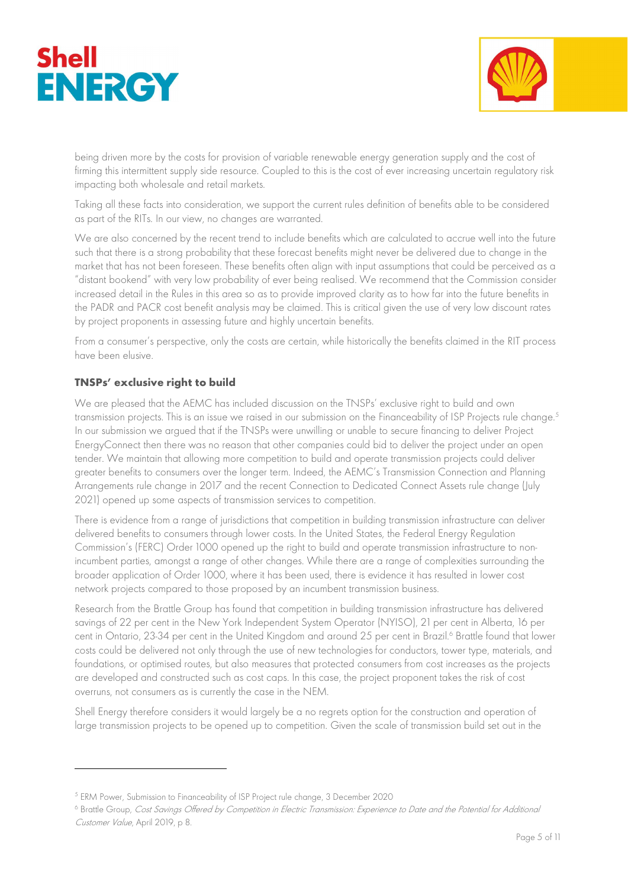being driven more by the costs for provision of variable renewable energy generation supply and the cost of firming this intermittent supply side resource. Coupled to this is the cost of ever increasing uncertain regulatory risk impacting both wholesale and retail markets.

Taking all these facts into consideration, we support the current rules definition of benefits able to be considered as part of the RITs. In our view, no changes are warranted.

We are also concerned by the recent trend to include benefits which are calculated to accrue well into the future such that there is a strong probability that these forecast benefits might never be delivered due to change in the market that has not been foreseen. These benefits often align with input assumptions that could be perceived as a "distant bookend" with very low probability of ever being realised. We recommend that the Commission consider increased detail in the Rules in this area so as to provide improved clarity as to how far into the future benefits in the PADR and PACR cost benefit analysis may be claimed. This is critical given the use of very low discount rates by project proponents in assessing future and highly uncertain benefits.

From a consumer's perspective, only the costs are certain, while historically the benefits claimed in the RIT process have been elusive.

## TNSPs' exclusive right to build

We are pleased that the AEMC has included discussion on the TNSPs' exclusive right to build and own transmission projects. This is an issue we raised in our submission on the Financeability of ISP Projects rule change.[5] In our submission we argued that if the TNSPs were unwilling or unable to secure financing to deliver Project EnergyConnect then there was no reason that other companies could bid to deliver the project under an open tender. We maintain that allowing more competition to build and operate transmission projects could deliver greater benefits to consumers over the longer term. Indeed, the AEMC's Transmission Connection and Planning Arrangements rule change in 2017 and the recent Connection to Dedicated Connect Assets rule change (July 2021) opened up some aspects of transmission services to competition.

There is evidence from a range of jurisdictions that competition in building transmission infrastructure can deliver delivered benefits to consumers through lower costs. In the United States, the Federal Energy Regulation Commission's (FERC) Order 1000 opened up the right to build and operate transmission infrastructure to non-incumbent parties, amongst a range of other changes. While there are a range of complexities surrounding the broader application of Order 1000, where it has been used, there is evidence it has resulted in lower cost network projects compared to those proposed by an incumbent transmission business.

Research from the Brattle Group has found that competition in building transmission infrastructure has delivered savings of 22 per cent in the New York Independent System Operator (NYISO), 21 per cent in Alberta, 16 per cent in Ontario, 23-34 per cent in the United Kingdom and around 25 per cent in Brazil.[6] Brattle found that lower costs could be delivered not only through the use of new technologies for conductors, tower type, materials, and foundations, or optimised routes, but also measures that protected consumers from cost increases as the projects are developed and constructed such as cost caps. In this case, the project proponent takes the risk of cost overruns, not consumers as is currently the case in the NEM.

Shell Energy therefore considers it would largely be a no regrets option for the construction and operation of large transmission projects to be opened up to competition. Given the scale of transmission build set out in the

---

[5] ERM Power, Submission to Financeability of ISP Project rule change, 3 December 2020

[6] Brattle Group, *Cost Savings Offered by Competition in Electric Transmission: Experience to Date and the Potential for Additional Customer Value*, April 2019, p 8.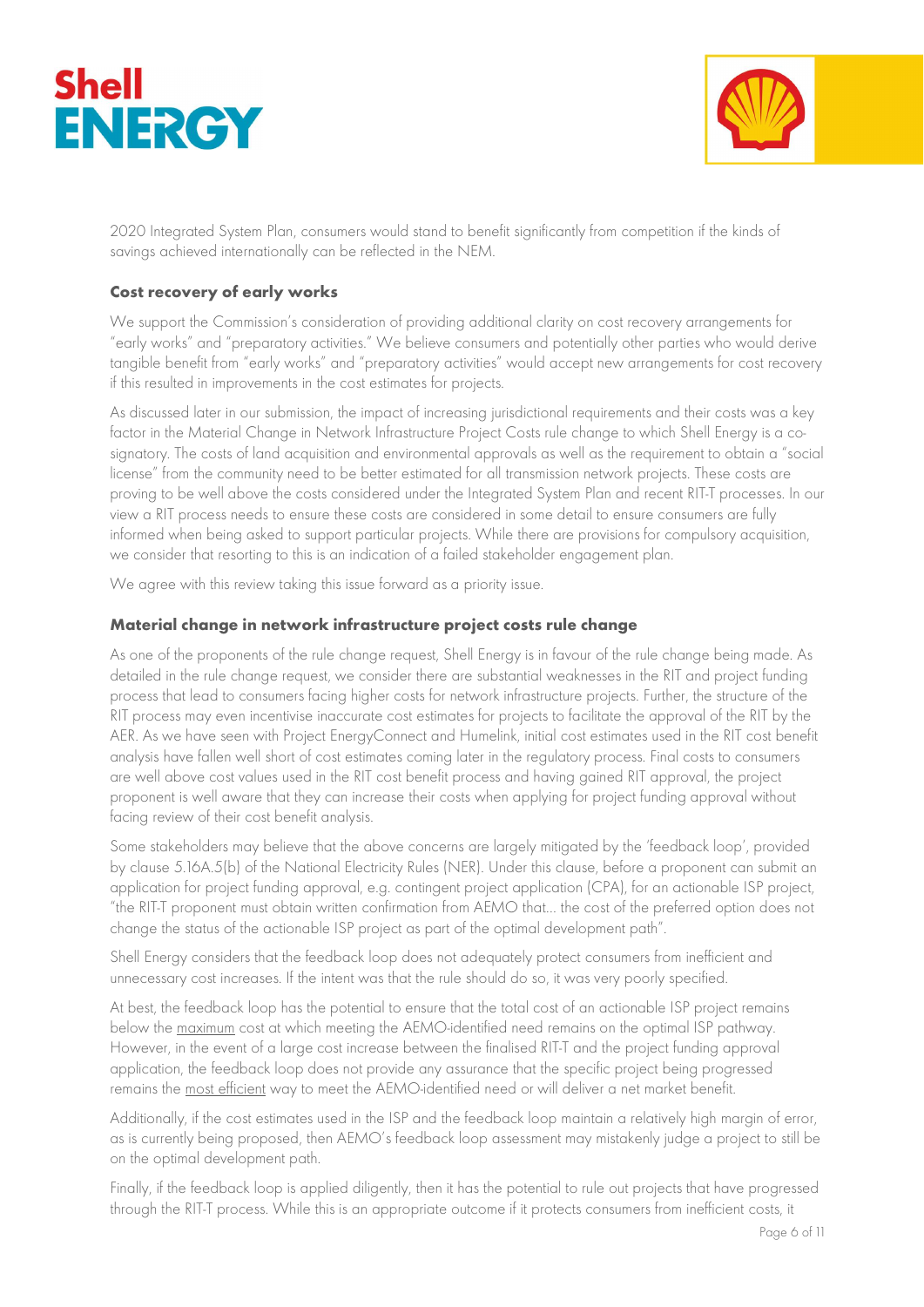2020 Integrated System Plan, consumers would stand to benefit significantly from competition if the kinds of savings achieved internationally can be reflected in the NEM.

### Cost recovery of early works

We support the Commission's consideration of providing additional clarity on cost recovery arrangements for "early works" and "preparatory activities." We believe consumers and potentially other parties who would derive tangible benefit from "early works" and "preparatory activities" would accept new arrangements for cost recovery if this resulted in improvements in the cost estimates for projects.

As discussed later in our submission, the impact of increasing jurisdictional requirements and their costs was a key factor in the Material Change in Network Infrastructure Project Costs rule change to which Shell Energy is a co-signatory. The costs of land acquisition and environmental approvals as well as the requirement to obtain a "social license" from the community need to be better estimated for all transmission network projects. These costs are proving to be well above the costs considered under the Integrated System Plan and recent RIT-T processes. In our view a RIT process needs to ensure these costs are considered in some detail to ensure consumers are fully informed when being asked to support particular projects. While there are provisions for compulsory acquisition, we consider that resorting to this is an indication of a failed stakeholder engagement plan.

We agree with this review taking this issue forward as a priority issue.

### Material change in network infrastructure project costs rule change

As one of the proponents of the rule change request, Shell Energy is in favour of the rule change being made. As detailed in the rule change request, we consider there are substantial weaknesses in the RIT and project funding process that lead to consumers facing higher costs for network infrastructure projects. Further, the structure of the RIT process may even incentivise inaccurate cost estimates for projects to facilitate the approval of the RIT by the AER. As we have seen with Project EnergyConnect and Humelink, initial cost estimates used in the RIT cost benefit analysis have fallen well short of cost estimates coming later in the regulatory process. Final costs to consumers are well above cost values used in the RIT cost benefit process and having gained RIT approval, the project proponent is well aware that they can increase their costs when applying for project funding approval without facing review of their cost benefit analysis.

Some stakeholders may believe that the above concerns are largely mitigated by the 'feedback loop', provided by clause 5.16A.5(b) of the National Electricity Rules (NER). Under this clause, before a proponent can submit an application for project funding approval, e.g. contingent project application (CPA), for an actionable ISP project, "the RIT-T proponent must obtain written confirmation from AEMO that... the cost of the preferred option does not change the status of the actionable ISP project as part of the optimal development path".

Shell Energy considers that the feedback loop does not adequately protect consumers from inefficient and unnecessary cost increases. If the intent was that the rule should do so, it was very poorly specified.

At best, the feedback loop has the potential to ensure that the total cost of an actionable ISP project remains below the maximum cost at which meeting the AEMO-identified need remains on the optimal ISP pathway. However, in the event of a large cost increase between the finalised RIT-T and the project funding approval application, the feedback loop does not provide any assurance that the specific project being progressed remains the most efficient way to meet the AEMO-identified need or will deliver a net market benefit.

Additionally, if the cost estimates used in the ISP and the feedback loop maintain a relatively high margin of error, as is currently being proposed, then AEMO's feedback loop assessment may mistakenly judge a project to still be on the optimal development path.

Finally, if the feedback loop is applied diligently, then it has the potential to rule out projects that have progressed through the RIT-T process. While this is an appropriate outcome if it protects consumers from inefficient costs, it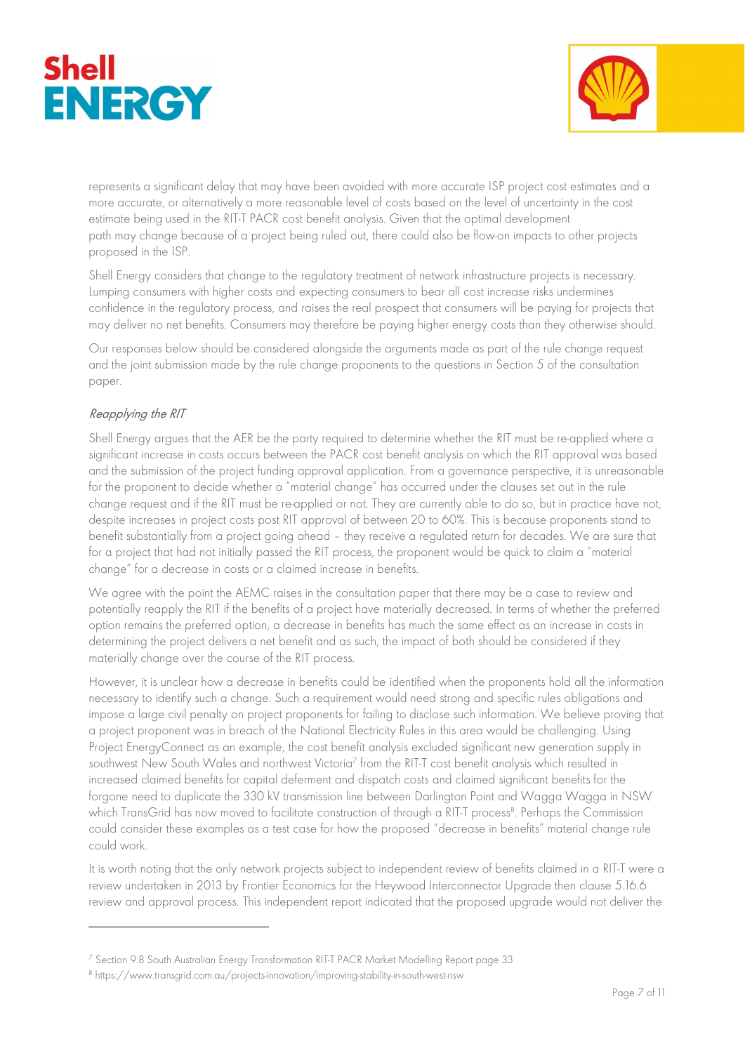represents a significant delay that may have been avoided with more accurate ISP project cost estimates and a more accurate, or alternatively a more reasonable level of costs based on the level of uncertainty in the cost estimate being used in the RIT-T PACR cost benefit analysis. Given that the optimal development path may change because of a project being ruled out, there could also be flow-on impacts to other projects proposed in the ISP.

Shell Energy considers that change to the regulatory treatment of network infrastructure projects is necessary. Lumping consumers with higher costs and expecting consumers to bear all cost increase risks undermines confidence in the regulatory process, and raises the real prospect that consumers will be paying for projects that may deliver no net benefits. Consumers may therefore be paying higher energy costs than they otherwise should.

Our responses below should be considered alongside the arguments made as part of the rule change request and the joint submission made by the rule change proponents to the questions in Section 5 of the consultation paper.

*Reapplying the RIT*

Shell Energy argues that the AER be the party required to determine whether the RIT must be re-applied where a significant increase in costs occurs between the PACR cost benefit analysis on which the RIT approval was based and the submission of the project funding approval application. From a governance perspective, it is unreasonable for the proponent to decide whether a "material change" has occurred under the clauses set out in the rule change request and if the RIT must be re-applied or not. They are currently able to do so, but in practice have not, despite increases in project costs post RIT approval of between 20 to 60%. This is because proponents stand to benefit substantially from a project going ahead – they receive a regulated return for decades. We are sure that for a project that had not initially passed the RIT process, the proponent would be quick to claim a "material change" for a decrease in costs or a claimed increase in benefits.

We agree with the point the AEMC raises in the consultation paper that there may be a case to review and potentially reapply the RIT if the benefits of a project have materially decreased. In terms of whether the preferred option remains the preferred option, a decrease in benefits has much the same effect as an increase in costs in determining the project delivers a net benefit and as such, the impact of both should be considered if they materially change over the course of the RIT process.

However, it is unclear how a decrease in benefits could be identified when the proponents hold all the information necessary to identify such a change. Such a requirement would need strong and specific rules obligations and impose a large civil penalty on project proponents for failing to disclose such information. We believe proving that a project proponent was in breach of the National Electricity Rules in this area would be challenging. Using Project EnergyConnect as an example, the cost benefit analysis excluded significant new generation supply in southwest New South Wales and northwest Victoria[7] from the RIT-T cost benefit analysis which resulted in increased claimed benefits for capital deferment and dispatch costs and claimed significant benefits for the forgone need to duplicate the 330 kV transmission line between Darlington Point and Wagga Wagga in NSW which TransGrid has now moved to facilitate construction of through a RIT-T process[8]. Perhaps the Commission could consider these examples as a test case for how the proposed "decrease in benefits" material change rule could work.

It is worth noting that the only network projects subject to independent review of benefits claimed in a RIT-T were a review undertaken in 2013 by Frontier Economics for the Heywood Interconnector Upgrade then clause 5.16.6 review and approval process. This independent report indicated that the proposed upgrade would not deliver the

---

[7] Section 9.8 South Australian Energy Transformation RIT-T PACR Market Modelling Report page 33

[8] https://www.transgrid.com.au/projects-innovation/improving-stability-in-south-west-nsw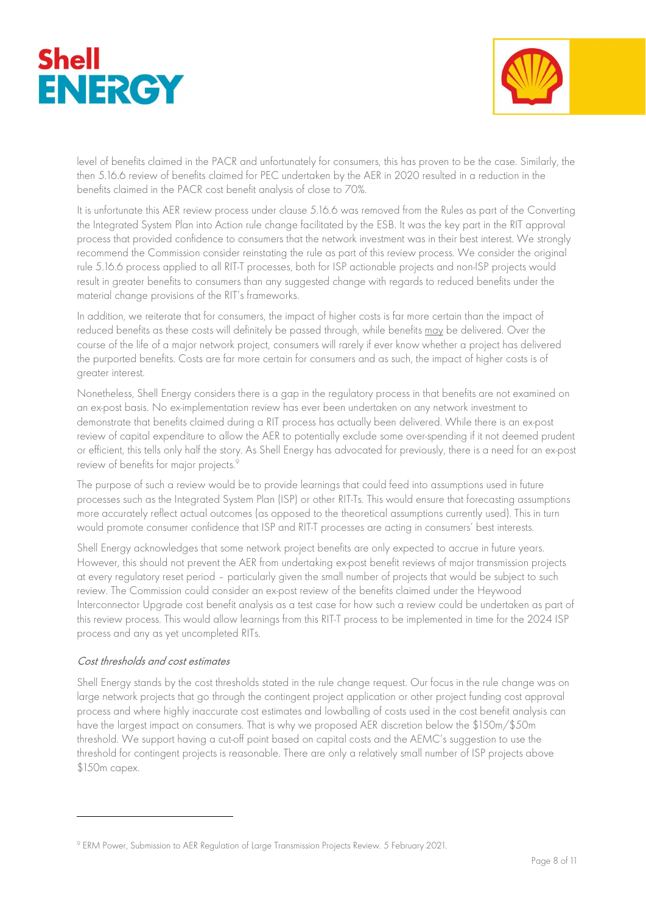level of benefits claimed in the PACR and unfortunately for consumers, this has proven to be the case. Similarly, the then 5.16.6 review of benefits claimed for PEC undertaken by the AER in 2020 resulted in a reduction in the benefits claimed in the PACR cost benefit analysis of close to 70%.

It is unfortunate this AER review process under clause 5.16.6 was removed from the Rules as part of the Converting the Integrated System Plan into Action rule change facilitated by the ESB. It was the key part in the RIT approval process that provided confidence to consumers that the network investment was in their best interest. We strongly recommend the Commission consider reinstating the rule as part of this review process. We consider the original rule 5.16.6 process applied to all RIT-T processes, both for ISP actionable projects and non-ISP projects would result in greater benefits to consumers than any suggested change with regards to reduced benefits under the material change provisions of the RIT's frameworks.

In addition, we reiterate that for consumers, the impact of higher costs is far more certain than the impact of reduced benefits as these costs will definitely be passed through, while benefits <u>may</u> be delivered. Over the course of the life of a major network project, consumers will rarely if ever know whether a project has delivered the purported benefits. Costs are far more certain for consumers and as such, the impact of higher costs is of greater interest.

Nonetheless, Shell Energy considers there is a gap in the regulatory process in that benefits are not examined on an ex-post basis. No ex-implementation review has ever been undertaken on any network investment to demonstrate that benefits claimed during a RIT process has actually been delivered. While there is an ex-post review of capital expenditure to allow the AER to potentially exclude some over-spending if it not deemed prudent or efficient, this tells only half the story. As Shell Energy has advocated for previously, there is a need for an ex-post review of benefits for major projects.[9]

The purpose of such a review would be to provide learnings that could feed into assumptions used in future processes such as the Integrated System Plan (ISP) or other RIT-Ts. This would ensure that forecasting assumptions more accurately reflect actual outcomes (as opposed to the theoretical assumptions currently used). This in turn would promote consumer confidence that ISP and RIT-T processes are acting in consumers' best interests.

Shell Energy acknowledges that some network project benefits are only expected to accrue in future years. However, this should not prevent the AER from undertaking ex-post benefit reviews of major transmission projects at every regulatory reset period – particularly given the small number of projects that would be subject to such review. The Commission could consider an ex-post review of the benefits claimed under the Heywood Interconnector Upgrade cost benefit analysis as a test case for how such a review could be undertaken as part of this review process. This would allow learnings from this RIT-T process to be implemented in time for the 2024 ISP process and any as yet uncompleted RITs.

### *Cost thresholds and cost estimates*

Shell Energy stands by the cost thresholds stated in the rule change request. Our focus in the rule change was on large network projects that go through the contingent project application or other project funding cost approval process and where highly inaccurate cost estimates and lowballing of costs used in the cost benefit analysis can have the largest impact on consumers. That is why we proposed AER discretion below the $150m/$50m threshold. We support having a cut-off point based on capital costs and the AEMC's suggestion to use the threshold for contingent projects is reasonable. There are only a relatively small number of ISP projects above $150m capex.

---

[9] ERM Power, Submission to AER Regulation of Large Transmission Projects Review. 5 February 2021.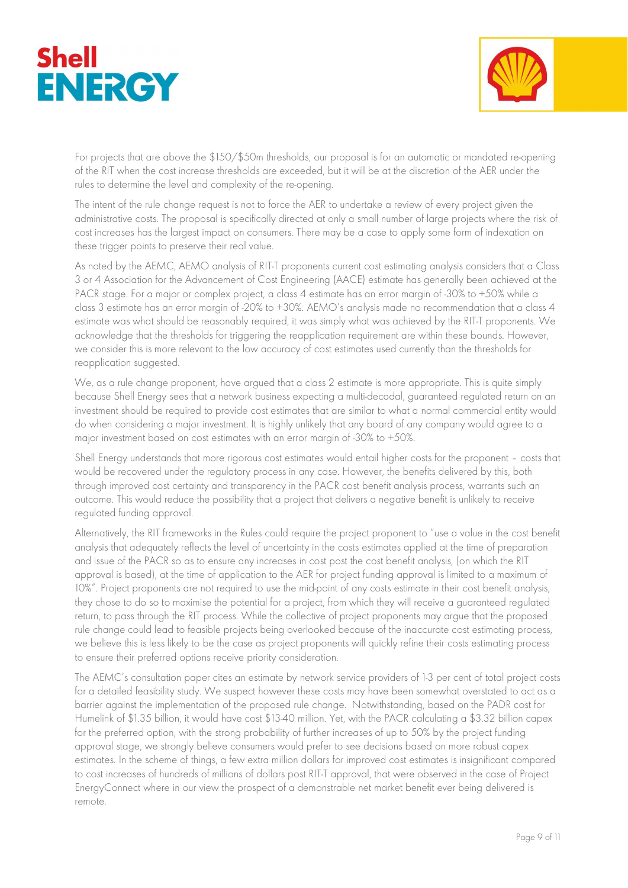For projects that are above the $150/$50m thresholds, our proposal is for an automatic or mandated re-opening of the RIT when the cost increase thresholds are exceeded, but it will be at the discretion of the AER under the rules to determine the level and complexity of the re-opening.

The intent of the rule change request is not to force the AER to undertake a review of every project given the administrative costs. The proposal is specifically directed at only a small number of large projects where the risk of cost increases has the largest impact on consumers. There may be a case to apply some form of indexation on these trigger points to preserve their real value.

As noted by the AEMC, AEMO analysis of RIT-T proponents current cost estimating analysis considers that a Class 3 or 4 Association for the Advancement of Cost Engineering (AACE) estimate has generally been achieved at the PACR stage. For a major or complex project, a class 4 estimate has an error margin of -30% to +50% while a class 3 estimate has an error margin of -20% to +30%. AEMO's analysis made no recommendation that a class 4 estimate was what should be reasonably required, it was simply what was achieved by the RIT-T proponents. We acknowledge that the thresholds for triggering the reapplication requirement are within these bounds. However, we consider this is more relevant to the low accuracy of cost estimates used currently than the thresholds for reapplication suggested.

We, as a rule change proponent, have argued that a class 2 estimate is more appropriate. This is quite simply because Shell Energy sees that a network business expecting a multi-decadal, guaranteed regulated return on an investment should be required to provide cost estimates that are similar to what a normal commercial entity would do when considering a major investment. It is highly unlikely that any board of any company would agree to a major investment based on cost estimates with an error margin of -30% to +50%.

Shell Energy understands that more rigorous cost estimates would entail higher costs for the proponent – costs that would be recovered under the regulatory process in any case. However, the benefits delivered by this, both through improved cost certainty and transparency in the PACR cost benefit analysis process, warrants such an outcome. This would reduce the possibility that a project that delivers a negative benefit is unlikely to receive regulated funding approval.

Alternatively, the RIT frameworks in the Rules could require the project proponent to "use a value in the cost benefit analysis that adequately reflects the level of uncertainty in the costs estimates applied at the time of preparation and issue of the PACR so as to ensure any increases in cost post the cost benefit analysis, (on which the RIT approval is based), at the time of application to the AER for project funding approval is limited to a maximum of 10%". Project proponents are not required to use the mid-point of any costs estimate in their cost benefit analysis, they chose to do so to maximise the potential for a project, from which they will receive a guaranteed regulated return, to pass through the RIT process. While the collective of project proponents may argue that the proposed rule change could lead to feasible projects being overlooked because of the inaccurate cost estimating process, we believe this is less likely to be the case as project proponents will quickly refine their costs estimating process to ensure their preferred options receive priority consideration.

The AEMC's consultation paper cites an estimate by network service providers of 1-3 per cent of total project costs for a detailed feasibility study. We suspect however these costs may have been somewhat overstated to act as a barrier against the implementation of the proposed rule change. Notwithstanding, based on the PADR cost for Humelink of $1.35 billion, it would have cost $13-40 million. Yet, with the PACR calculating a $3.32 billion capex for the preferred option, with the strong probability of further increases of up to 50% by the project funding approval stage, we strongly believe consumers would prefer to see decisions based on more robust capex estimates. In the scheme of things, a few extra million dollars for improved cost estimates is insignificant compared to cost increases of hundreds of millions of dollars post RIT-T approval, that were observed in the case of Project EnergyConnect where in our view the prospect of a demonstrable net market benefit ever being delivered is remote.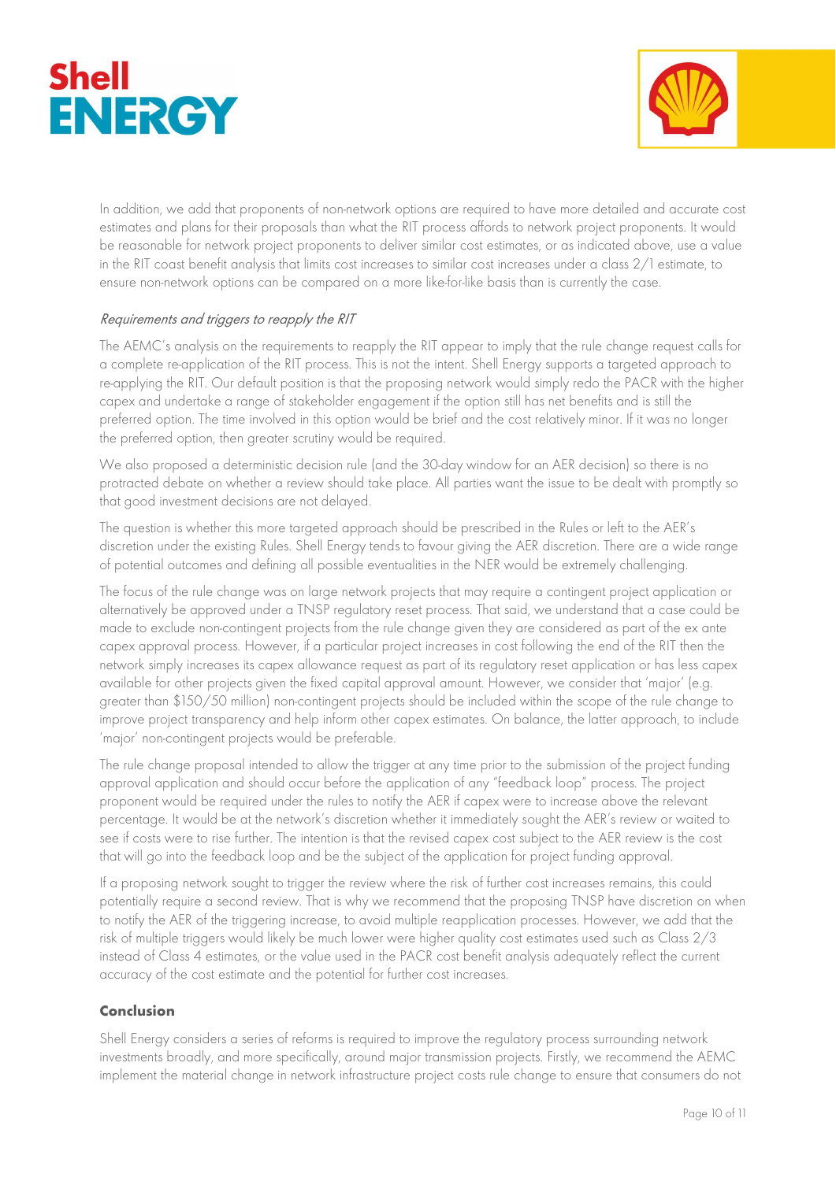In addition, we add that proponents of non-network options are required to have more detailed and accurate cost estimates and plans for their proposals than what the RIT process affords to network project proponents. It would be reasonable for network project proponents to deliver similar cost estimates, or as indicated above, use a value in the RIT coast benefit analysis that limits cost increases to similar cost increases under a class 2/1 estimate, to ensure non-network options can be compared on a more like-for-like basis than is currently the case.

*Requirements and triggers to reapply the RIT*

The AEMC's analysis on the requirements to reapply the RIT appear to imply that the rule change request calls for a complete re-application of the RIT process. This is not the intent. Shell Energy supports a targeted approach to re-applying the RIT. Our default position is that the proposing network would simply redo the PACR with the higher capex and undertake a range of stakeholder engagement if the option still has net benefits and is still the preferred option. The time involved in this option would be brief and the cost relatively minor. If it was no longer the preferred option, then greater scrutiny would be required.

We also proposed a deterministic decision rule (and the 30-day window for an AER decision) so there is no protracted debate on whether a review should take place. All parties want the issue to be dealt with promptly so that good investment decisions are not delayed.

The question is whether this more targeted approach should be prescribed in the Rules or left to the AER's discretion under the existing Rules. Shell Energy tends to favour giving the AER discretion. There are a wide range of potential outcomes and defining all possible eventualities in the NER would be extremely challenging.

The focus of the rule change was on large network projects that may require a contingent project application or alternatively be approved under a TNSP regulatory reset process. That said, we understand that a case could be made to exclude non-contingent projects from the rule change given they are considered as part of the ex ante capex approval process. However, if a particular project increases in cost following the end of the RIT then the network simply increases its capex allowance request as part of its regulatory reset application or has less capex available for other projects given the fixed capital approval amount. However, we consider that 'major' (e.g. greater than $150/50 million) non-contingent projects should be included within the scope of the rule change to improve project transparency and help inform other capex estimates. On balance, the latter approach, to include 'major' non-contingent projects would be preferable.

The rule change proposal intended to allow the trigger at any time prior to the submission of the project funding approval application and should occur before the application of any "feedback loop" process. The project proponent would be required under the rules to notify the AER if capex were to increase above the relevant percentage. It would be at the network's discretion whether it immediately sought the AER's review or waited to see if costs were to rise further. The intention is that the revised capex cost subject to the AER review is the cost that will go into the feedback loop and be the subject of the application for project funding approval.

If a proposing network sought to trigger the review where the risk of further cost increases remains, this could potentially require a second review. That is why we recommend that the proposing TNSP have discretion on when to notify the AER of the triggering increase, to avoid multiple reapplication processes. However, we add that the risk of multiple triggers would likely be much lower were higher quality cost estimates used such as Class 2/3 instead of Class 4 estimates, or the value used in the PACR cost benefit analysis adequately reflect the current accuracy of the cost estimate and the potential for further cost increases.

## Conclusion

Shell Energy considers a series of reforms is required to improve the regulatory process surrounding network investments broadly, and more specifically, around major transmission projects. Firstly, we recommend the AEMC implement the material change in network infrastructure project costs rule change to ensure that consumers do not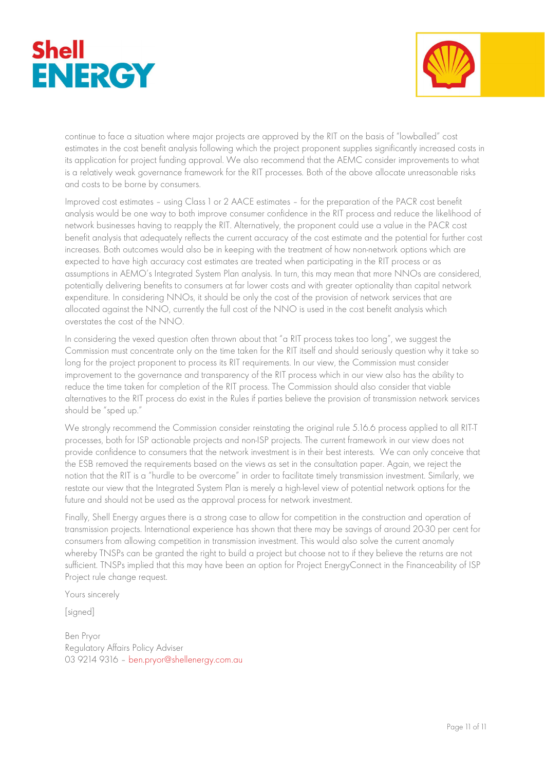continue to face a situation where major projects are approved by the RIT on the basis of "lowballed" cost estimates in the cost benefit analysis following which the project proponent supplies significantly increased costs in its application for project funding approval. We also recommend that the AEMC consider improvements to what is a relatively weak governance framework for the RIT processes. Both of the above allocate unreasonable risks and costs to be borne by consumers.

Improved cost estimates – using Class 1 or 2 AACE estimates – for the preparation of the PACR cost benefit analysis would be one way to both improve consumer confidence in the RIT process and reduce the likelihood of network businesses having to reapply the RIT. Alternatively, the proponent could use a value in the PACR cost benefit analysis that adequately reflects the current accuracy of the cost estimate and the potential for further cost increases. Both outcomes would also be in keeping with the treatment of how non-network options which are expected to have high accuracy cost estimates are treated when participating in the RIT process or as assumptions in AEMO's Integrated System Plan analysis. In turn, this may mean that more NNOs are considered, potentially delivering benefits to consumers at far lower costs and with greater optionality than capital network expenditure. In considering NNOs, it should be only the cost of the provision of network services that are allocated against the NNO, currently the full cost of the NNO is used in the cost benefit analysis which overstates the cost of the NNO.

In considering the vexed question often thrown about that "a RIT process takes too long", we suggest the Commission must concentrate only on the time taken for the RIT itself and should seriously question why it take so long for the project proponent to process its RIT requirements. In our view, the Commission must consider improvement to the governance and transparency of the RIT process which in our view also has the ability to reduce the time taken for completion of the RIT process. The Commission should also consider that viable alternatives to the RIT process do exist in the Rules if parties believe the provision of transmission network services should be "sped up."

We strongly recommend the Commission consider reinstating the original rule 5.16.6 process applied to all RIT-T processes, both for ISP actionable projects and non-ISP projects. The current framework in our view does not provide confidence to consumers that the network investment is in their best interests. We can only conceive that the ESB removed the requirements based on the views as set in the consultation paper. Again, we reject the notion that the RIT is a "hurdle to be overcome" in order to facilitate timely transmission investment. Similarly, we restate our view that the Integrated System Plan is merely a high-level view of potential network options for the future and should not be used as the approval process for network investment.

Finally, Shell Energy argues there is a strong case to allow for competition in the construction and operation of transmission projects. International experience has shown that there may be savings of around 20-30 per cent for consumers from allowing competition in transmission investment. This would also solve the current anomaly whereby TNSPs can be granted the right to build a project but choose not to if they believe the returns are not sufficient. TNSPs implied that this may have been an option for Project EnergyConnect in the Financeability of ISP Project rule change request.

Yours sincerely

[signed]

Ben Pryor
Regulatory Affairs Policy Adviser
03 9214 9316 – ben.pryor@shellenergy.com.au